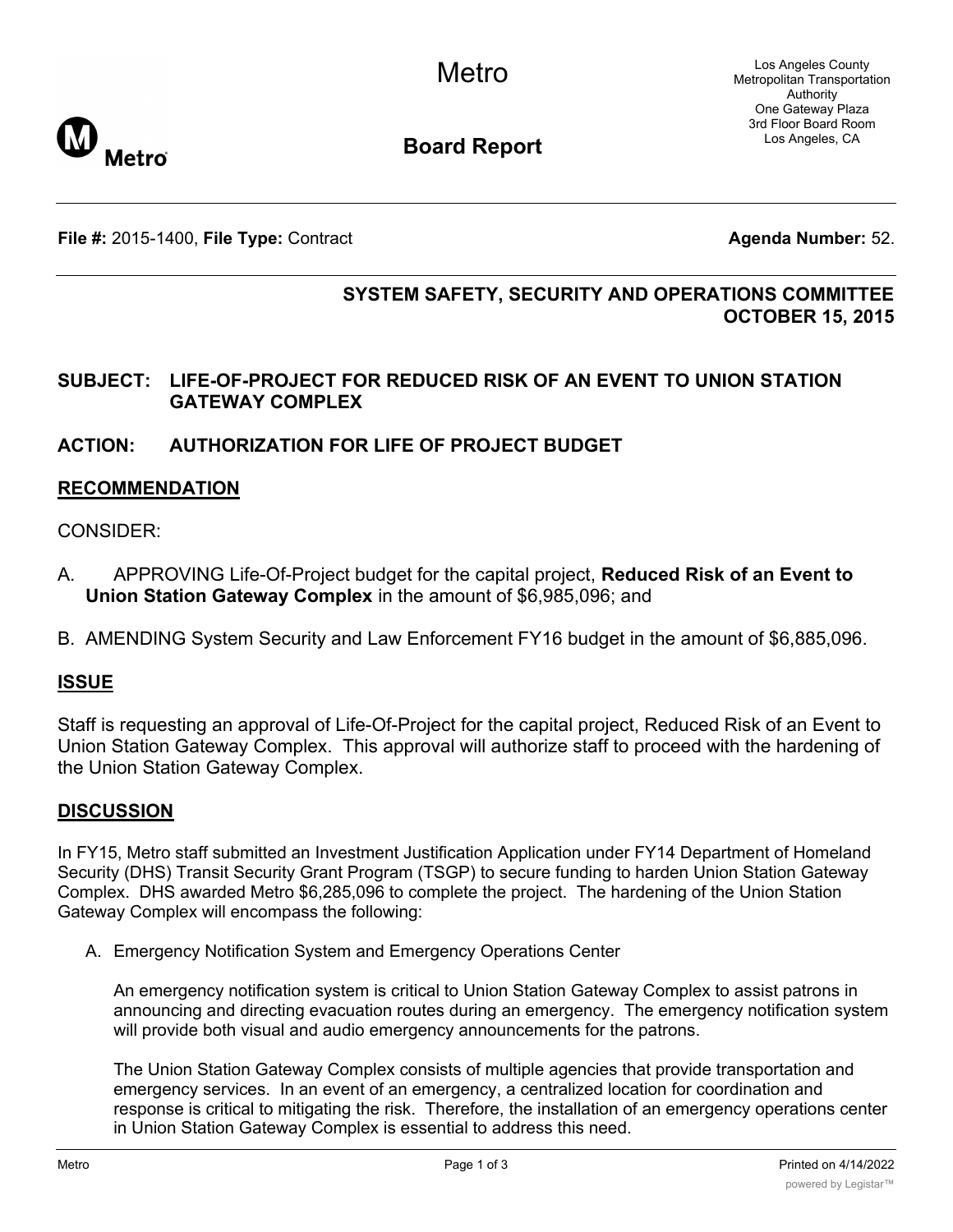Metro

**Board Report**

Los Angeles County
Metropolitan Transportation Authority
One Gateway Plaza
3rd Floor Board Room
Los Angeles, CA

**File #:** 2015-1400, **File Type:** Contract **Agenda Number:** 52.

**SYSTEM SAFETY, SECURITY AND OPERATIONS COMMITTEE**
**OCTOBER 15, 2015**

**SUBJECT: LIFE-OF-PROJECT FOR REDUCED RISK OF AN EVENT TO UNION STATION GATEWAY COMPLEX**

**ACTION: AUTHORIZATION FOR LIFE OF PROJECT BUDGET**

## RECOMMENDATION

CONSIDER:

A. APPROVING Life-Of-Project budget for the capital project, **Reduced Risk of an Event to Union Station Gateway Complex** in the amount of $6,985,096; and

B. AMENDING System Security and Law Enforcement FY16 budget in the amount of $6,885,096.

## ISSUE

Staff is requesting an approval of Life-Of-Project for the capital project, Reduced Risk of an Event to Union Station Gateway Complex. This approval will authorize staff to proceed with the hardening of the Union Station Gateway Complex.

## DISCUSSION

In FY15, Metro staff submitted an Investment Justification Application under FY14 Department of Homeland Security (DHS) Transit Security Grant Program (TSGP) to secure funding to harden Union Station Gateway Complex. DHS awarded Metro $6,285,096 to complete the project. The hardening of the Union Station Gateway Complex will encompass the following:

A. Emergency Notification System and Emergency Operations Center

An emergency notification system is critical to Union Station Gateway Complex to assist patrons in announcing and directing evacuation routes during an emergency. The emergency notification system will provide both visual and audio emergency announcements for the patrons.

The Union Station Gateway Complex consists of multiple agencies that provide transportation and emergency services. In an event of an emergency, a centralized location for coordination and response is critical to mitigating the risk. Therefore, the installation of an emergency operations center in Union Station Gateway Complex is essential to address this need.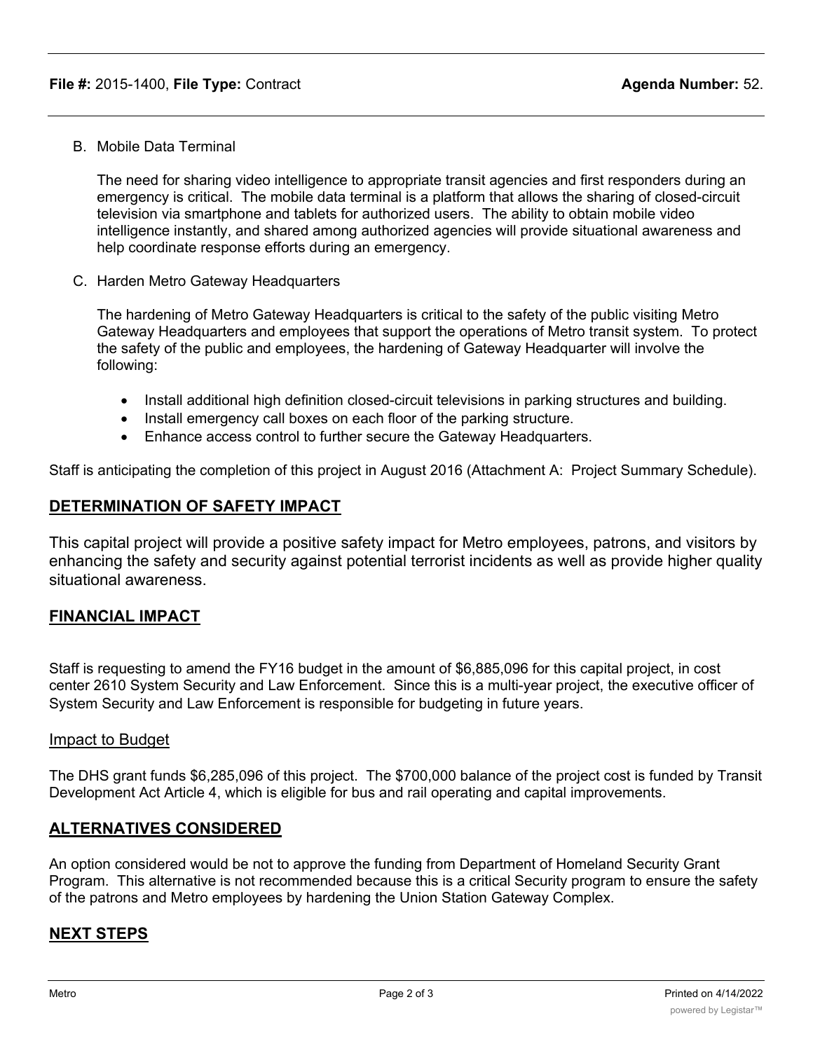B. Mobile Data Terminal

   The need for sharing video intelligence to appropriate transit agencies and first responders during an emergency is critical. The mobile data terminal is a platform that allows the sharing of closed-circuit television via smartphone and tablets for authorized users. The ability to obtain mobile video intelligence instantly, and shared among authorized agencies will provide situational awareness and help coordinate response efforts during an emergency.

C. Harden Metro Gateway Headquarters

   The hardening of Metro Gateway Headquarters is critical to the safety of the public visiting Metro Gateway Headquarters and employees that support the operations of Metro transit system. To protect the safety of the public and employees, the hardening of Gateway Headquarter will involve the following:

   - Install additional high definition closed-circuit televisions in parking structures and building.
   - Install emergency call boxes on each floor of the parking structure.
   - Enhance access control to further secure the Gateway Headquarters.

Staff is anticipating the completion of this project in August 2016 (Attachment A: Project Summary Schedule).

## DETERMINATION OF SAFETY IMPACT

This capital project will provide a positive safety impact for Metro employees, patrons, and visitors by enhancing the safety and security against potential terrorist incidents as well as provide higher quality situational awareness.

## FINANCIAL IMPACT

Staff is requesting to amend the FY16 budget in the amount of $6,885,096 for this capital project, in cost center 2610 System Security and Law Enforcement. Since this is a multi-year project, the executive officer of System Security and Law Enforcement is responsible for budgeting in future years.

### Impact to Budget

The DHS grant funds $6,285,096 of this project. The $700,000 balance of the project cost is funded by Transit Development Act Article 4, which is eligible for bus and rail operating and capital improvements.

## ALTERNATIVES CONSIDERED

An option considered would be not to approve the funding from Department of Homeland Security Grant Program. This alternative is not recommended because this is a critical Security program to ensure the safety of the patrons and Metro employees by hardening the Union Station Gateway Complex.

## NEXT STEPS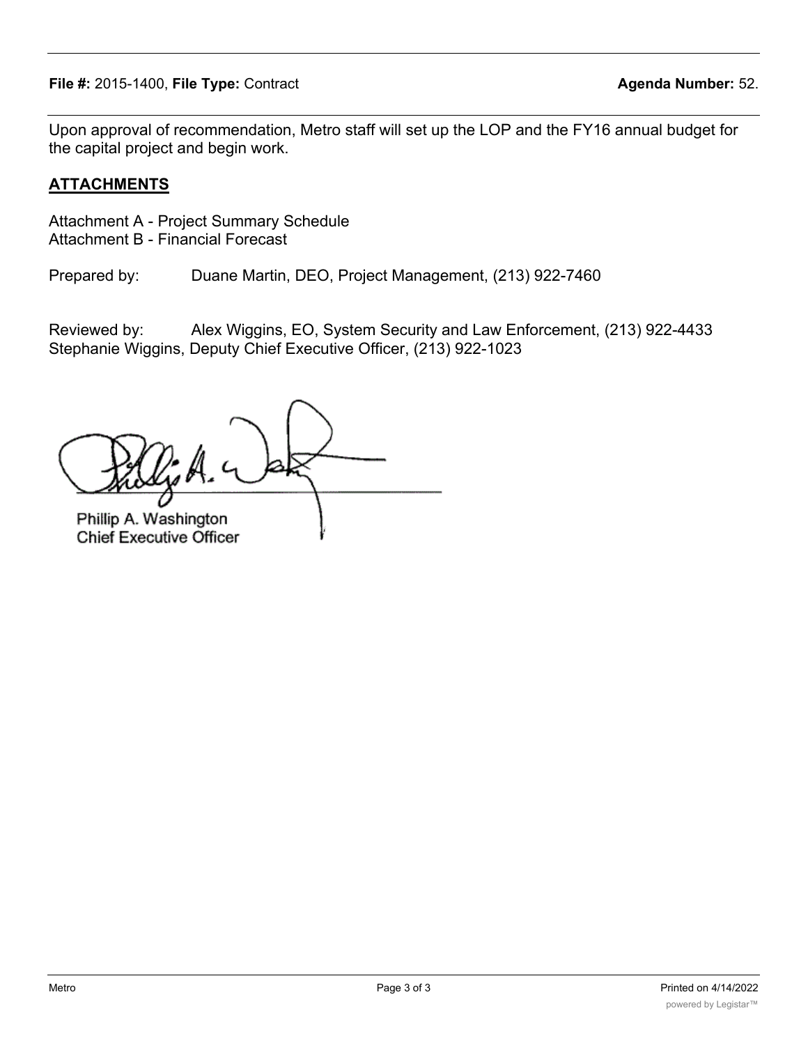Upon approval of recommendation, Metro staff will set up the LOP and the FY16 annual budget for the capital project and begin work.

## ATTACHMENTS

Attachment A - Project Summary Schedule
Attachment B - Financial Forecast

Prepared by: Duane Martin, DEO, Project Management, (213) 922-7460

Reviewed by: Alex Wiggins, EO, System Security and Law Enforcement, (213) 922-4433
Stephanie Wiggins, Deputy Chief Executive Officer, (213) 922-1023

Phillip A. Washington
Chief Executive Officer